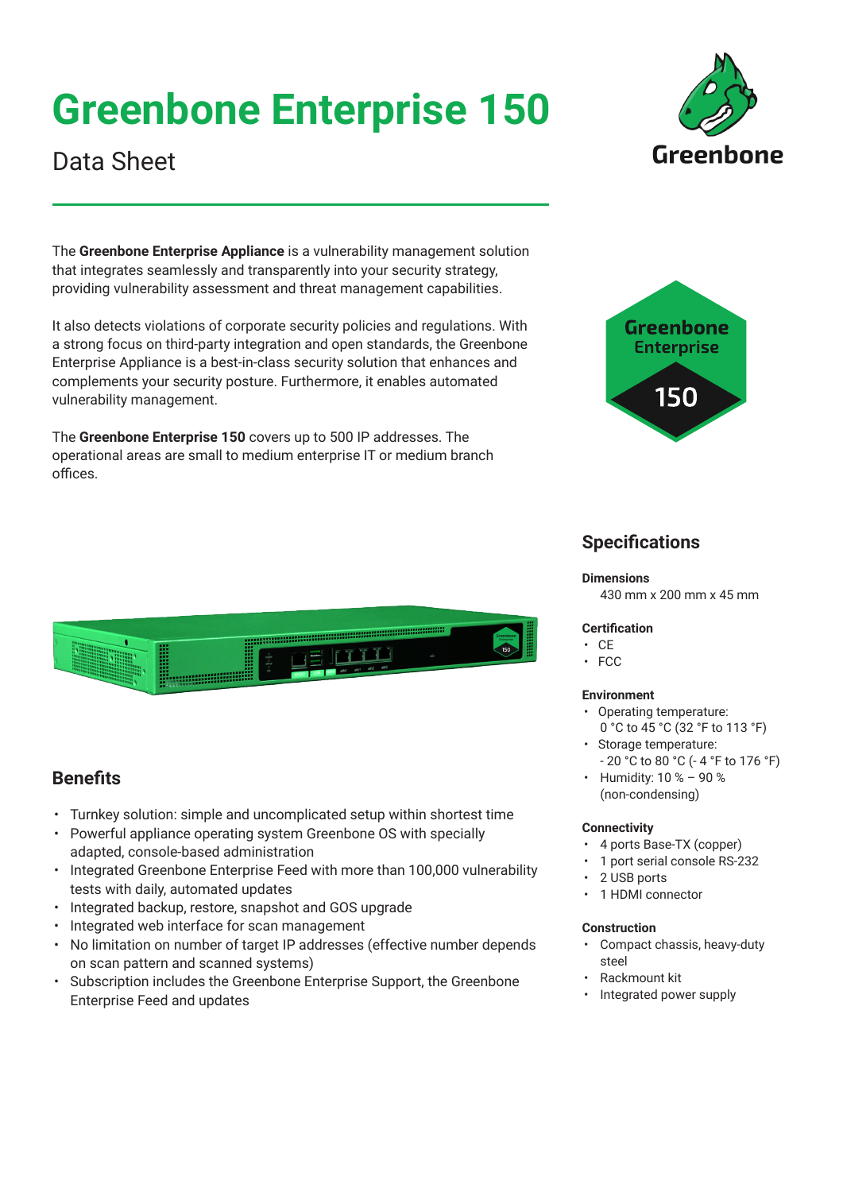# Greenbone Enterprise 150

Data Sheet

The **Greenbone Enterprise Appliance** is a vulnerability management solution that integrates seamlessly and transparently into your security strategy, providing vulnerability assessment and threat management capabilities.

It also detects violations of corporate security policies and regulations. With a strong focus on third-party integration and open standards, the Greenbone Enterprise Appliance is a best-in-class security solution that enhances and complements your security posture. Furthermore, it enables automated vulnerability management.

The **Greenbone Enterprise 150** covers up to 500 IP addresses. The operational areas are small to medium enterprise IT or medium branch offices.

## Benefits

- Turnkey solution: simple and uncomplicated setup within shortest time
- Powerful appliance operating system Greenbone OS with specially adapted, console-based administration
- Integrated Greenbone Enterprise Feed with more than 100,000 vulnerability tests with daily, automated updates
- Integrated backup, restore, snapshot and GOS upgrade
- Integrated web interface for scan management
- No limitation on number of target IP addresses (effective number depends on scan pattern and scanned systems)
- Subscription includes the Greenbone Enterprise Support, the Greenbone Enterprise Feed and updates

## Specifications

**Dimensions**

430 mm x 200 mm x 45 mm

**Certification**

- CE
- FCC

**Environment**

- Operating temperature: 0 °C to 45 °C (32 °F to 113 °F)
- Storage temperature: - 20 °C to 80 °C (- 4 °F to 176 °F)
- Humidity: 10 % – 90 % (non-condensing)

**Connectivity**

- 4 ports Base-TX (copper)
- 1 port serial console RS-232
- 2 USB ports
- 1 HDMI connector

**Construction**

- Compact chassis, heavy-duty steel
- Rackmount kit
- Integrated power supply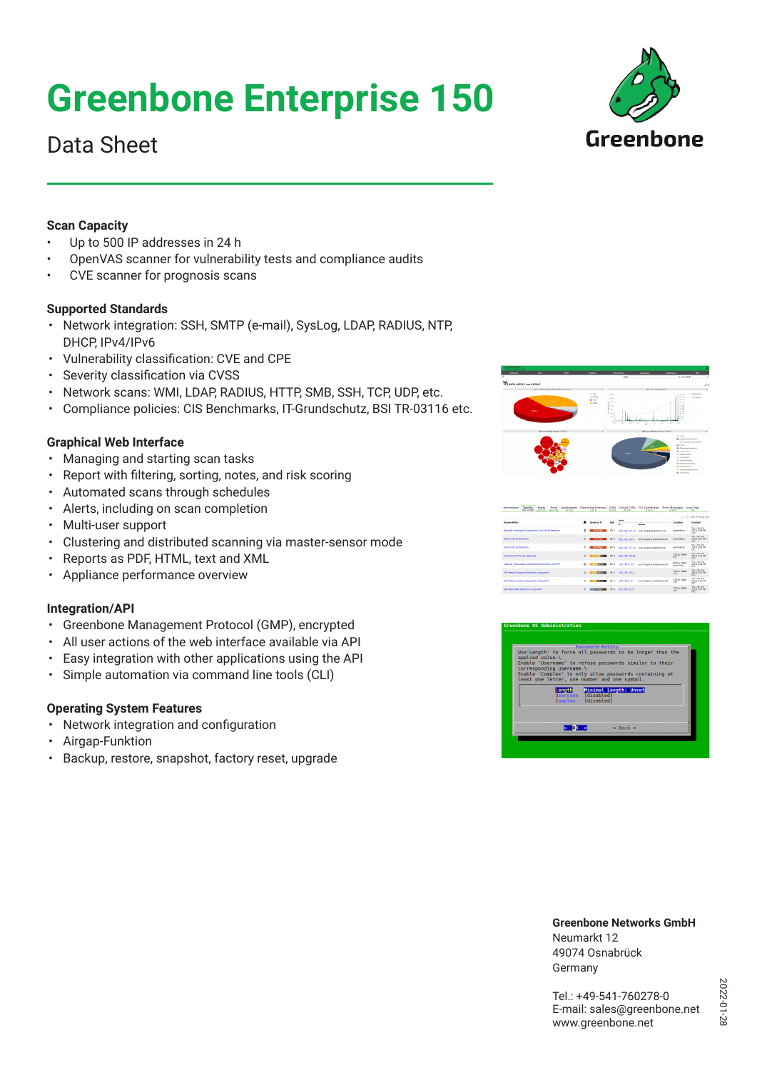# Greenbone Enterprise 150

## Data Sheet

### Scan Capacity

- Up to 500 IP addresses in 24 h
- OpenVAS scanner for vulnerability tests and compliance audits
- CVE scanner for prognosis scans

### Supported Standards

- Network integration: SSH, SMTP (e-mail), SysLog, LDAP, RADIUS, NTP, DHCP, IPv4/IPv6
- Vulnerability classification: CVE and CPE
- Severity classification via CVSS
- Network scans: WMI, LDAP, RADIUS, HTTP, SMB, SSH, TCP, UDP, etc.
- Compliance policies: CIS Benchmarks, IT-Grundschutz, BSI TR-03116 etc.

### Graphical Web Interface

- Managing and starting scan tasks
- Report with filtering, sorting, notes, and risk scoring
- Automated scans through schedules
- Alerts, including on scan completion
- Multi-user support
- Clustering and distributed scanning via master-sensor mode
- Reports as PDF, HTML, text and XML
- Appliance performance overview

### Integration/API

- Greenbone Management Protocol (GMP), encrypted
- All user actions of the web interface available via API
- Easy integration with other applications using the API
- Simple automation via command line tools (CLI)

### Operating System Features

- Network integration and configuration
- Airgap-Funktion
- Backup, restore, snapshot, factory reset, upgrade

**Greenbone Networks GmbH**
Neumarkt 12
49074 Osnabrück
Germany

Tel.: +49-541-760278-0
E-mail: sales@greenbone.net
www.greenbone.net

2022-01-28